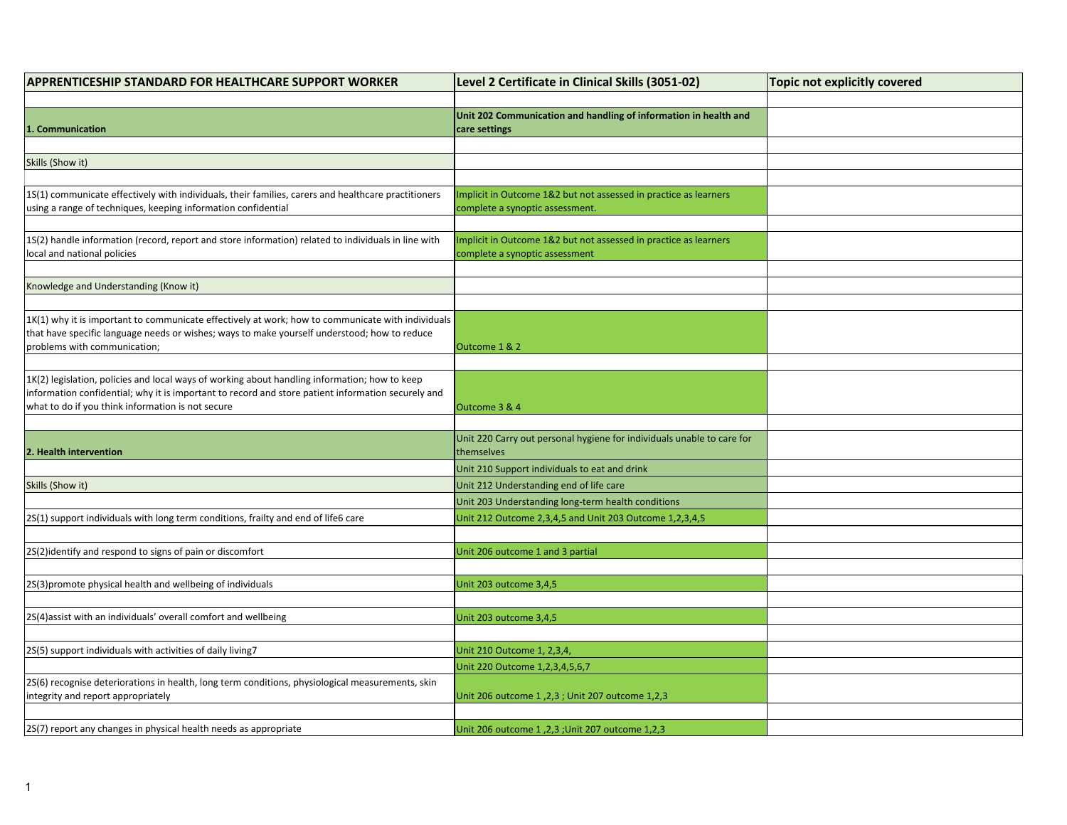| APPRENTICESHIP STANDARD FOR HEALTHCARE SUPPORT WORKER | Level 2 Certificate in Clinical Skills (3051-02) | Topic not explicitly covered |
|---|---|---|
| **1. Communication** | **Unit 202 Communication and handling of information in health and care settings** | |
| Skills (Show it) | | |
| 1S(1) communicate effectively with individuals, their families, carers and healthcare practitioners using a range of techniques, keeping information confidential | Implicit in Outcome 1&2 but not assessed in practice as learners complete a synoptic assessment. | |
| 1S(2) handle information (record, report and store information) related to individuals in line with local and national policies | Implicit in Outcome 1&2 but not assessed in practice as learners complete a synoptic assessment | |
| Knowledge and Understanding (Know it) | | |
| 1K(1) why it is important to communicate effectively at work; how to communicate with individuals that have specific language needs or wishes; ways to make yourself understood; how to reduce problems with communication; | Outcome 1 & 2 | |
| 1K(2) legislation, policies and local ways of working about handling information; how to keep information confidential; why it is important to record and store patient information securely and what to do if you think information is not secure | Outcome 3 & 4 | |
| **2. Health intervention** | Unit 220 Carry out personal hygiene for individuals unable to care for themselves | |
| | Unit 210 Support individuals to eat and drink | |
| Skills (Show it) | Unit 212 Understanding end of life care | |
| | Unit 203 Understanding long-term health conditions | |
| 2S(1) support individuals with long term conditions, frailty and end of life6 care | Unit 212 Outcome 2,3,4,5 and Unit 203 Outcome 1,2,3,4,5 | |
| 2S(2)identify and respond to signs of pain or discomfort | Unit 206 outcome 1 and 3 partial | |
| 2S(3)promote physical health and wellbeing of individuals | Unit 203 outcome 3,4,5 | |
| 2S(4)assist with an individuals' overall comfort and wellbeing | Unit 203 outcome 3,4,5 | |
| 2S(5) support individuals with activities of daily living7 | Unit 210 Outcome 1, 2,3,4, | |
| | Unit 220 Outcome 1,2,3,4,5,6,7 | |
| 2S(6) recognise deteriorations in health, long term conditions, physiological measurements, skin integrity and report appropriately | Unit 206 outcome 1 ,2,3 ; Unit 207 outcome 1,2,3 | |
| 2S(7) report any changes in physical health needs as appropriate | Unit 206 outcome 1 ,2,3 ;Unit 207 outcome 1,2,3 | |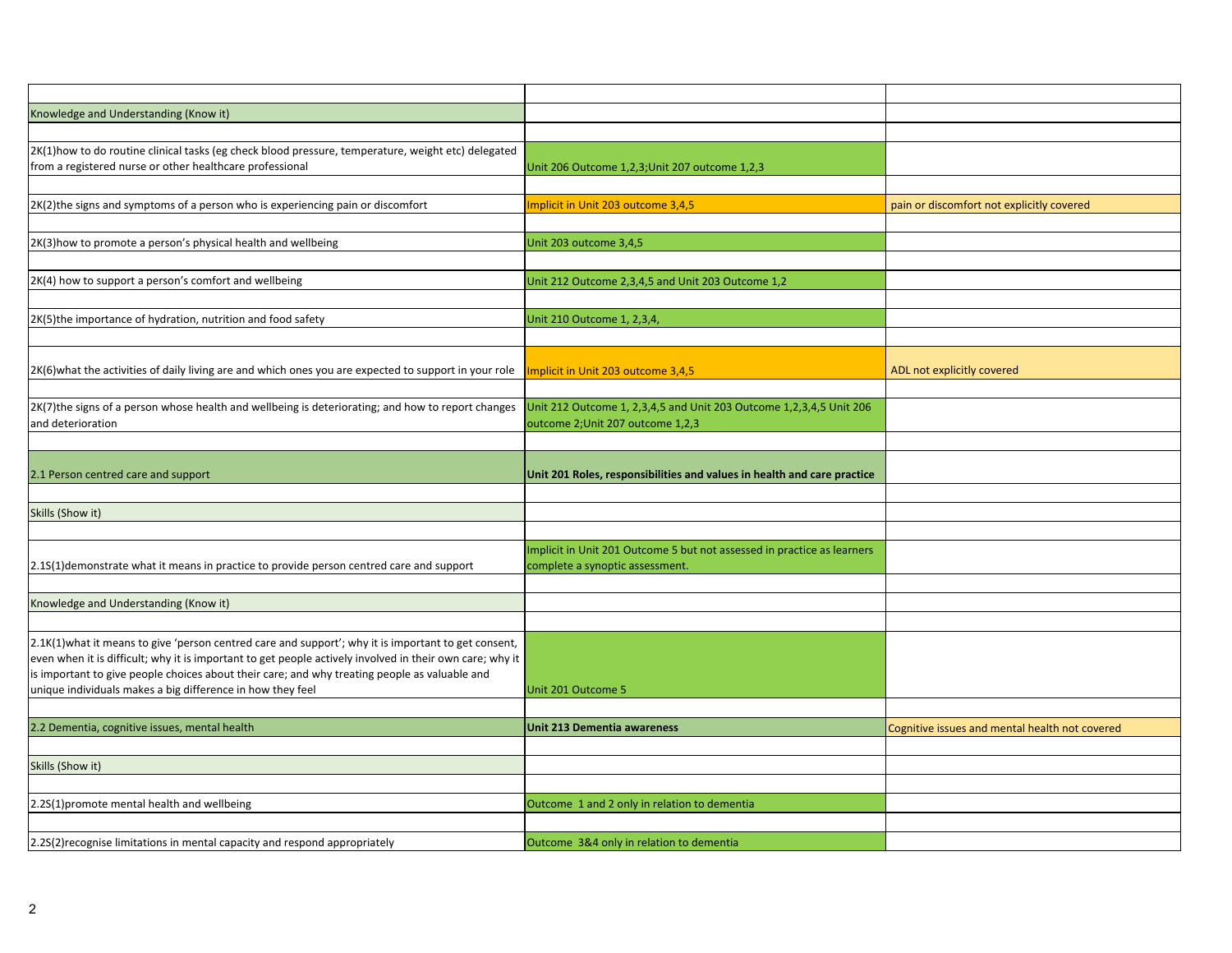| | | |
|---|---|---|
| Knowledge and Understanding (Know it) | | |
| 2K(1)how to do routine clinical tasks (eg check blood pressure, temperature, weight etc) delegated from a registered nurse or other healthcare professional | Unit 206 Outcome 1,2,3;Unit 207 outcome 1,2,3 | |
| 2K(2)the signs and symptoms of a person who is experiencing pain or discomfort | Implicit in Unit 203 outcome 3,4,5 | pain or discomfort not explicitly covered |
| 2K(3)how to promote a person's physical health and wellbeing | Unit 203 outcome 3,4,5 | |
| 2K(4) how to support a person's comfort and wellbeing | Unit 212 Outcome 2,3,4,5 and Unit 203 Outcome 1,2 | |
| 2K(5)the importance of hydration, nutrition and food safety | Unit 210 Outcome 1, 2,3,4, | |
| 2K(6)what the activities of daily living are and which ones you are expected to support in your role | Implicit in Unit 203 outcome 3,4,5 | ADL not explicitly covered |
| 2K(7)the signs of a person whose health and wellbeing is deteriorating; and how to report changes and deterioration | Unit 212 Outcome 1, 2,3,4,5 and Unit 203 Outcome 1,2,3,4,5 Unit 206 outcome 2;Unit 207 outcome 1,2,3 | |
| 2.1 Person centred care and support | **Unit 201 Roles, responsibilities and values in health and care practice** | |
| Skills (Show it) | | |
| 2.1S(1)demonstrate what it means in practice to provide person centred care and support | Implicit in Unit 201 Outcome 5 but not assessed in practice as learners complete a synoptic assessment. | |
| Knowledge and Understanding (Know it) | | |
| 2.1K(1)what it means to give 'person centred care and support'; why it is important to get consent, even when it is difficult; why it is important to get people actively involved in their own care; why it is important to give people choices about their care; and why treating people as valuable and unique individuals makes a big difference in how they feel | Unit 201 Outcome 5 | |
| 2.2 Dementia, cognitive issues, mental health | **Unit 213 Dementia awareness** | Cognitive issues and mental health not covered |
| Skills (Show it) | | |
| 2.2S(1)promote mental health and wellbeing | Outcome 1 and 2 only in relation to dementia | |
| 2.2S(2)recognise limitations in mental capacity and respond appropriately | Outcome 3&4 only in relation to dementia | |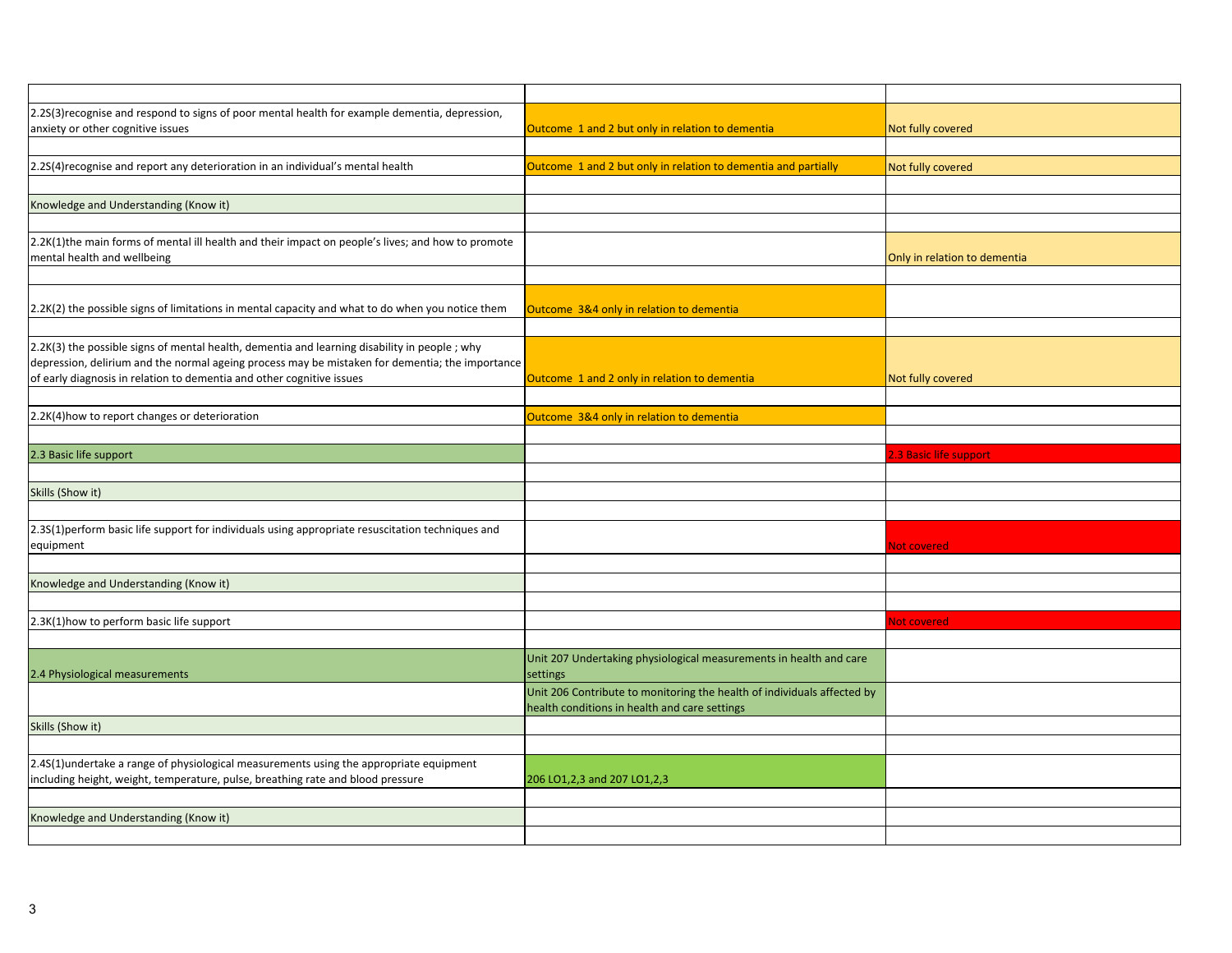| | | |
|---|---|---|
| 2.2S(3)recognise and respond to signs of poor mental health for example dementia, depression, anxiety or other cognitive issues | Outcome 1 and 2 but only in relation to dementia | Not fully covered |
| 2.2S(4)recognise and report any deterioration in an individual's mental health | Outcome 1 and 2 but only in relation to dementia and partially | Not fully covered |
| Knowledge and Understanding (Know it) | | |
| 2.2K(1)the main forms of mental ill health and their impact on people's lives; and how to promote mental health and wellbeing | | Only in relation to dementia |
| 2.2K(2) the possible signs of limitations in mental capacity and what to do when you notice them | Outcome 3&4 only in relation to dementia | |
| 2.2K(3) the possible signs of mental health, dementia and learning disability in people ; why depression, delirium and the normal ageing process may be mistaken for dementia; the importance of early diagnosis in relation to dementia and other cognitive issues | Outcome 1 and 2 only in relation to dementia | Not fully covered |
| 2.2K(4)how to report changes or deterioration | Outcome 3&4 only in relation to dementia | |
| 2.3 Basic life support | | 2.3 Basic life support |
| Skills (Show it) | | |
| 2.3S(1)perform basic life support for individuals using appropriate resuscitation techniques and equipment | | Not covered |
| Knowledge and Understanding (Know it) | | |
| 2.3K(1)how to perform basic life support | | Not covered |
| 2.4 Physiological measurements | Unit 207 Undertaking physiological measurements in health and care settings | |
| | Unit 206 Contribute to monitoring the health of individuals affected by health conditions in health and care settings | |
| Skills (Show it) | | |
| 2.4S(1)undertake a range of physiological measurements using the appropriate equipment including height, weight, temperature, pulse, breathing rate and blood pressure | 206 LO1,2,3 and 207 LO1,2,3 | |
| Knowledge and Understanding (Know it) | | |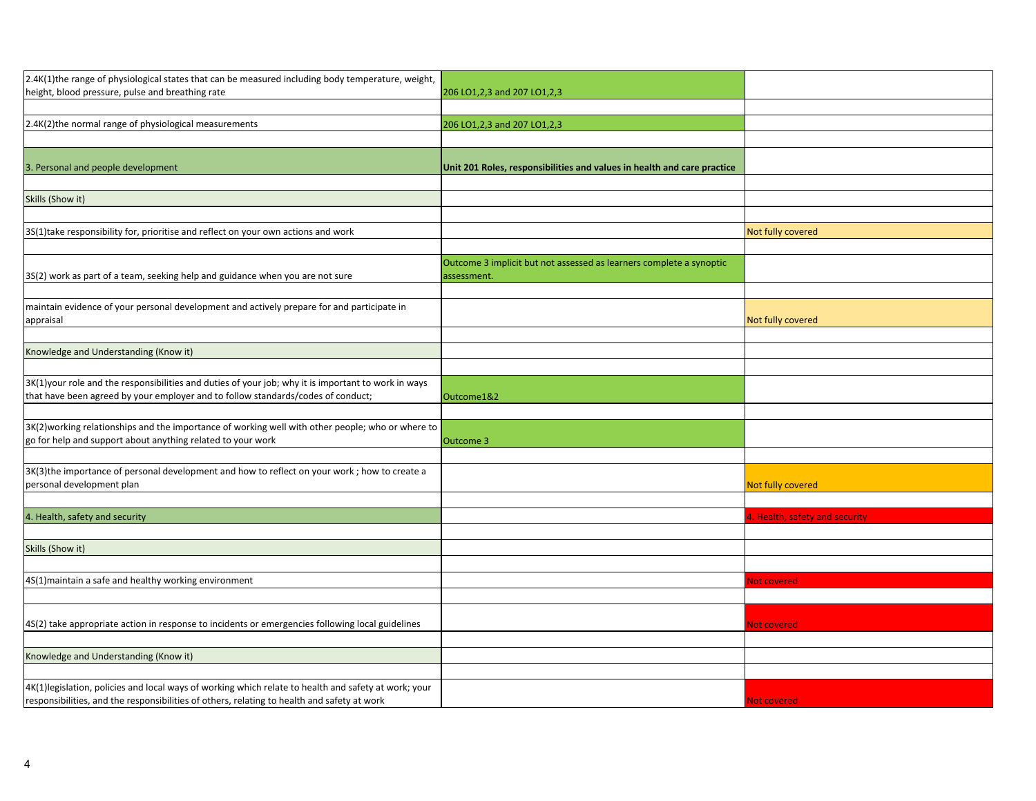| | | |
|---|---|---|
| 2.4K(1)the range of physiological states that can be measured including body temperature, weight, height, blood pressure, pulse and breathing rate | 206 LO1,2,3 and 207 LO1,2,3 | |
| | | |
| 2.4K(2)the normal range of physiological measurements | 206 LO1,2,3 and 207 LO1,2,3 | |
| | | |
| 3. Personal and people development | **Unit 201 Roles, responsibilities and values in health and care practice** | |
| | | |
| Skills (Show it) | | |
| | | |
| 3S(1)take responsibility for, prioritise and reflect on your own actions and work | | Not fully covered |
| | | |
| 3S(2) work as part of a team, seeking help and guidance when you are not sure | Outcome 3 implicit but not assessed as learners complete a synoptic assessment. | |
| | | |
| maintain evidence of your personal development and actively prepare for and participate in appraisal | | Not fully covered |
| | | |
| Knowledge and Understanding (Know it) | | |
| | | |
| 3K(1)your role and the responsibilities and duties of your job; why it is important to work in ways that have been agreed by your employer and to follow standards/codes of conduct; | Outcome1&2 | |
| | | |
| 3K(2)working relationships and the importance of working well with other people; who or where to go for help and support about anything related to your work | Outcome 3 | |
| | | |
| 3K(3)the importance of personal development and how to reflect on your work ; how to create a personal development plan | | Not fully covered |
| | | |
| 4. Health, safety and security | | 4. Health, safety and security |
| | | |
| Skills (Show it) | | |
| | | |
| 4S(1)maintain a safe and healthy working environment | | Not covered |
| | | |
| 4S(2) take appropriate action in response to incidents or emergencies following local guidelines | | Not covered |
| | | |
| Knowledge and Understanding (Know it) | | |
| | | |
| 4K(1)legislation, policies and local ways of working which relate to health and safety at work; your responsibilities, and the responsibilities of others, relating to health and safety at work | | Not covered |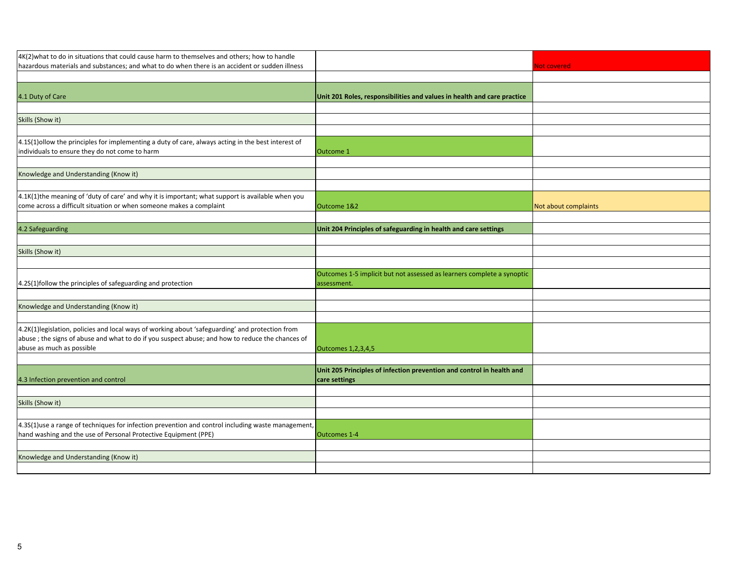| | | |
|---|---|---|
| 4K(2)what to do in situations that could cause harm to themselves and others; how to handle hazardous materials and substances; and what to do when there is an accident or sudden illness | | Not covered |
| | | |
| 4.1 Duty of Care | **Unit 201 Roles, responsibilities and values in health and care practice** | |
| | | |
| Skills (Show it) | | |
| | | |
| 4.1S(1)ollow the principles for implementing a duty of care, always acting in the best interest of individuals to ensure they do not come to harm | Outcome 1 | |
| | | |
| Knowledge and Understanding (Know it) | | |
| | | |
| 4.1K(1)the meaning of 'duty of care' and why it is important; what support is available when you come across a difficult situation or when someone makes a complaint | Outcome 1&2 | Not about complaints |
| | | |
| 4.2 Safeguarding | **Unit 204 Principles of safeguarding in health and care settings** | |
| | | |
| Skills (Show it) | | |
| | | |
| 4.2S(1)follow the principles of safeguarding and protection | Outcomes 1-5 implicit but not assessed as learners complete a synoptic assessment. | |
| | | |
| Knowledge and Understanding (Know it) | | |
| | | |
| 4.2K(1)legislation, policies and local ways of working about 'safeguarding' and protection from abuse ; the signs of abuse and what to do if you suspect abuse; and how to reduce the chances of abuse as much as possible | Outcomes 1,2,3,4,5 | |
| | | |
| 4.3 Infection prevention and control | **Unit 205 Principles of infection prevention and control in health and care settings** | |
| | | |
| Skills (Show it) | | |
| | | |
| 4.3S(1)use a range of techniques for infection prevention and control including waste management, hand washing and the use of Personal Protective Equipment (PPE) | Outcomes 1-4 | |
| | | |
| Knowledge and Understanding (Know it) | | |
| | | |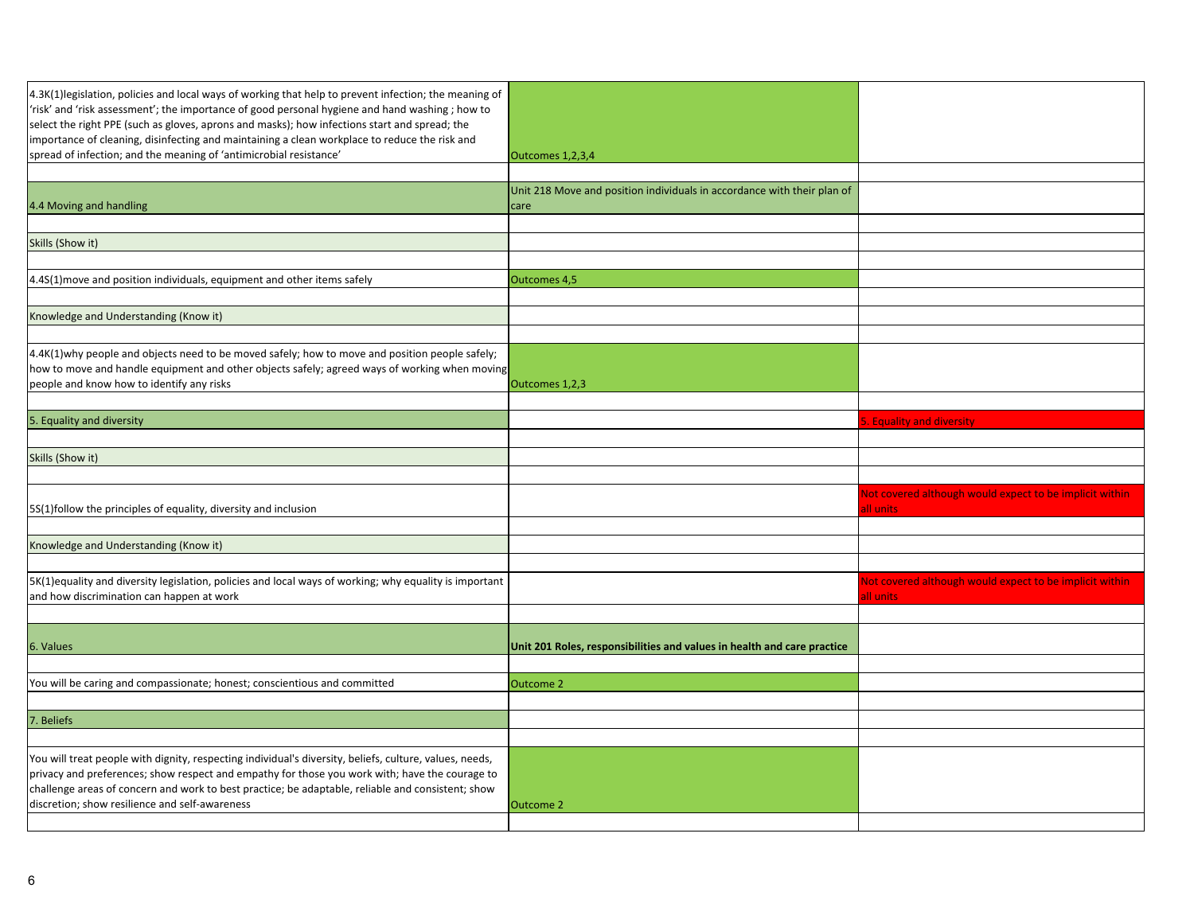| | | |
|---|---|---|
| 4.3K(1)legislation, policies and local ways of working that help to prevent infection; the meaning of 'risk' and 'risk assessment'; the importance of good personal hygiene and hand washing ; how to select the right PPE (such as gloves, aprons and masks); how infections start and spread; the importance of cleaning, disinfecting and maintaining a clean workplace to reduce the risk and spread of infection; and the meaning of 'antimicrobial resistance' | Outcomes 1,2,3,4 | |
| | | |
| 4.4 Moving and handling | Unit 218 Move and position individuals in accordance with their plan of care | |
| | | |
| Skills (Show it) | | |
| | | |
| 4.4S(1)move and position individuals, equipment and other items safely | Outcomes 4,5 | |
| | | |
| Knowledge and Understanding (Know it) | | |
| | | |
| 4.4K(1)why people and objects need to be moved safely; how to move and position people safely; how to move and handle equipment and other objects safely; agreed ways of working when moving people and know how to identify any risks | Outcomes 1,2,3 | |
| | | |
| 5. Equality and diversity | | 5. Equality and diversity |
| | | |
| Skills (Show it) | | |
| | | |
| 5S(1)follow the principles of equality, diversity and inclusion | | Not covered although would expect to be implicit within all units |
| | | |
| Knowledge and Understanding (Know it) | | |
| | | |
| 5K(1)equality and diversity legislation, policies and local ways of working; why equality is important and how discrimination can happen at work | | Not covered although would expect to be implicit within all units |
| | | |
| 6. Values | **Unit 201 Roles, responsibilities and values in health and care practice** | |
| | | |
| You will be caring and compassionate; honest; conscientious and committed | Outcome 2 | |
| | | |
| 7. Beliefs | | |
| | | |
| You will treat people with dignity, respecting individual's diversity, beliefs, culture, values, needs, privacy and preferences; show respect and empathy for those you work with; have the courage to challenge areas of concern and work to best practice; be adaptable, reliable and consistent; show discretion; show resilience and self-awareness | Outcome 2 | |
| | | |